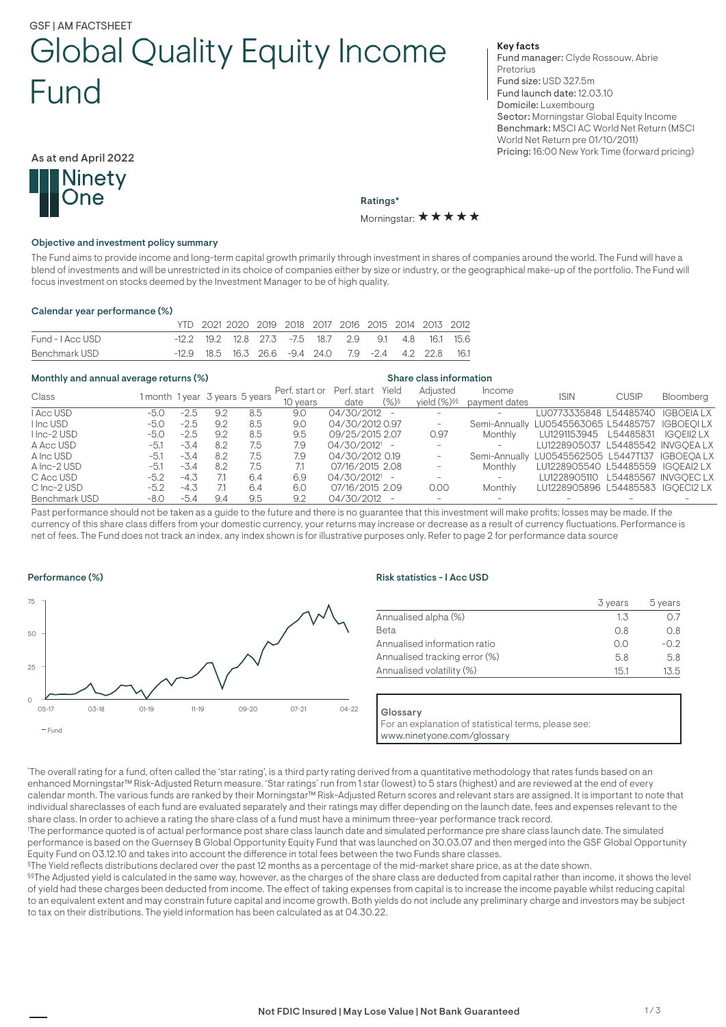GSF | AM FACTSHEET

# Global Quality Equity Income Fund

As at end April 2022

Ninety One

**Key facts**

**Fund manager:** Clyde Rossouw, Abrie Pretorius
**Fund size:** USD 327.5m
**Fund launch date:** 12.03.10
**Domicile:** Luxembourg
**Sector:** Morningstar Global Equity Income
**Benchmark:** MSCI AC World Net Return (MSCI World Net Return pre 01/10/2011)
**Pricing:** 16:00 New York Time (forward pricing)

**Ratings***

Morningstar: ★★★★★

## Objective and investment policy summary

The Fund aims to provide income and long-term capital growth primarily through investment in shares of companies around the world. The Fund will have a blend of investments and will be unrestricted in its choice of companies either by size or industry, or the geographical make-up of the portfolio. The Fund will focus investment on stocks deemed by the Investment Manager to be of high quality.

## Calendar year performance (%)

| | YTD | 2021 | 2020 | 2019 | 2018 | 2017 | 2016 | 2015 | 2014 | 2013 | 2012 |
|---|---|---|---|---|---|---|---|---|---|---|---|
| Fund - I Acc USD | -12.2 | 19.2 | 12.8 | 27.3 | -7.5 | 18.7 | 2.9 | 9.1 | 4.8 | 16.1 | 15.6 |
| Benchmark USD | -12.9 | 18.5 | 16.3 | 26.6 | -9.4 | 24.0 | 7.9 | -2.4 | 4.2 | 22.8 | 16.1 |

## Monthly and annual average returns (%) / Share class information

| Class | 1 month | 1 year | 3 years | 5 years | Perf. start or 10 years | Perf. start date | Yield (%)[§] | Adjusted yield (%)[§§] | Income payment dates | ISIN | CUSIP | Bloomberg |
|---|---|---|---|---|---|---|---|---|---|---|---|---|
| I Acc USD | -5.0 | -2.5 | 9.2 | 8.5 | 9.0 | 04/30/2012 | - | - | - | LU0773335848 | L54485740 | IGBOEIA LX |
| I Inc USD | -5.0 | -2.5 | 9.2 | 8.5 | 9.0 | 04/30/2012 | 0.97 | - | Semi-Annually | LU0545563065 | L54485757 | IGBOEQI LX |
| I Inc-2 USD | -5.0 | -2.5 | 9.2 | 8.5 | 9.5 | 09/25/2015 | 2.07 | 0.97 | Monthly | LU1291153945 | L54485831 | IGQEII2 LX |
| A Acc USD | -5.1 | -3.4 | 8.2 | 7.5 | 7.9 | 04/30/2012[†] | - | - | - | LU1228905037 | L54485542 | INVGQEA LX |
| A Inc USD | -5.1 | -3.4 | 8.2 | 7.5 | 7.9 | 04/30/2012 | 0.19 | - | Semi-Annually | LU0545562505 | L54471137 | IGBOEQA LX |
| A Inc-2 USD | -5.1 | -3.4 | 8.2 | 7.5 | 7.1 | 07/16/2015 | 2.08 | - | Monthly | LU1228905540 | L54485559 | IGQEAI2 LX |
| C Acc USD | -5.2 | -4.3 | 7.1 | 6.4 | 6.9 | 04/30/2012[†] | - | - | - | LU1228905110 | L54485567 | INVGQEC LX |
| C Inc-2 USD | -5.2 | -4.3 | 7.1 | 6.4 | 6.0 | 07/16/2015 | 2.09 | 0.00 | Monthly | LU1228905896 | L54485583 | IGQECI2 LX |
| Benchmark USD | -8.0 | -5.4 | 9.4 | 9.5 | 9.2 | 04/30/2012 | - | - | - | - | - | - |

Past performance should not be taken as a guide to the future and there is no guarantee that this investment will make profits; losses may be made. If the currency of this share class differs from your domestic currency, your returns may increase or decrease as a result of currency fluctuations. Performance is net of fees. The Fund does not track an index, any index shown is for illustrative purposes only. Refer to page 2 for performance data source

## Performance (%)

— Fund

## Risk statistics - I Acc USD

| | 3 years | 5 years |
|---|---|---|
| Annualised alpha (%) | 1.3 | 0.7 |
| Beta | 0.8 | 0.8 |
| Annualised information ratio | 0.0 | -0.2 |
| Annualised tracking error (%) | 5.8 | 5.8 |
| Annualised volatility (%) | 15.1 | 13.5 |

**Glossary**

For an explanation of statistical terms, please see: www.ninetyone.com/glossary

*The overall rating for a fund, often called the 'star rating', is a third party rating derived from a quantitative methodology that rates funds based on an enhanced Morningstar™ Risk-Adjusted Return measure. 'Star ratings' run from 1 star (lowest) to 5 stars (highest) and are reviewed at the end of every calendar month. The various funds are ranked by their Morningstar™ Risk-Adjusted Return scores and relevant stars are assigned. It is important to note that individual shareclasses of each fund are evaluated separately and their ratings may differ depending on the launch date, fees and expenses relevant to the share class. In order to achieve a rating the share class of a fund must have a minimum three-year performance track record.

†The performance quoted is of actual performance post share class launch date and simulated performance pre share class launch date. The simulated performance is based on the Guernsey B Global Opportunity Equity Fund that was launched on 30.03.07 and then merged into the GSF Global Opportunity Equity Fund on 03.12.10 and takes into account the difference in total fees between the two Funds share classes.

§The Yield reflects distributions declared over the past 12 months as a percentage of the mid-market share price, as at the date shown.

§§The Adjusted yield is calculated in the same way, however, as the charges of the share class are deducted from capital rather than income, it shows the level of yield had these charges been deducted from income. The effect of taking expenses from capital is to increase the income payable whilst reducing capital to an equivalent extent and may constrain future capital and income growth. Both yields do not include any preliminary charge and investors may be subject to tax on their distributions. The yield information has been calculated as at 04.30.22.

**Not FDIC Insured | May Lose Value | Not Bank Guaranteed**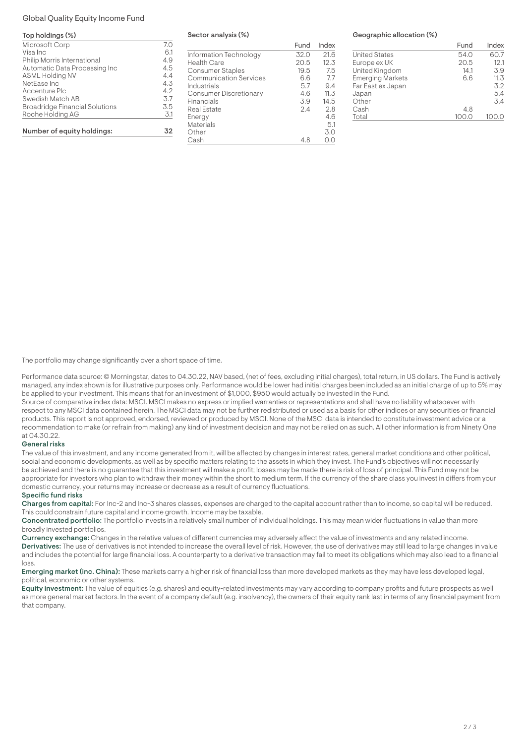Global Quality Equity Income Fund

### Top holdings (%)

| Holding | % |
|---|---|
| Microsoft Corp | 7.0 |
| Visa Inc | 6.1 |
| Philip Morris International | 4.9 |
| Automatic Data Processing Inc | 4.5 |
| ASML Holding NV | 4.4 |
| NetEase Inc | 4.3 |
| Accenture Plc | 4.2 |
| Swedish Match AB | 3.7 |
| Broadridge Financial Solutions | 3.5 |
| Roche Holding AG | 3.1 |

**Number of equity holdings: 32**

### Sector analysis (%)

| | Fund | Index |
|---|---|---|
| Information Technology | 32.0 | 21.6 |
| Health Care | 20.5 | 12.3 |
| Consumer Staples | 19.5 | 7.5 |
| Communication Services | 6.6 | 7.7 |
| Industrials | 5.7 | 9.4 |
| Consumer Discretionary | 4.6 | 11.3 |
| Financials | 3.9 | 14.5 |
| Real Estate | 2.4 | 2.8 |
| Energy | | 4.6 |
| Materials | | 5.1 |
| Other | | 3.0 |
| Cash | 4.8 | 0.0 |

### Geographic allocation (%)

| | Fund | Index |
|---|---|---|
| United States | 54.0 | 60.7 |
| Europe ex UK | 20.5 | 12.1 |
| United Kingdom | 14.1 | 3.9 |
| Emerging Markets | 6.6 | 11.3 |
| Far East ex Japan | | 3.2 |
| Japan | | 5.4 |
| Other | | 3.4 |
| Cash | 4.8 | |
| Total | 100.0 | 100.0 |

The portfolio may change significantly over a short space of time.

Performance data source: © Morningstar, dates to 04.30.22, NAV based, (net of fees, excluding initial charges), total return, in US dollars. The Fund is actively managed, any index shown is for illustrative purposes only. Performance would be lower had initial charges been included as an initial charge of up to 5% may be applied to your investment. This means that for an investment of $1,000, $950 would actually be invested in the Fund.
Source of comparative index data: MSCI. MSCI makes no express or implied warranties or representations and shall have no liability whatsoever with respect to any MSCI data contained herein. The MSCI data may not be further redistributed or used as a basis for other indices or any securities or financial products. This report is not approved, endorsed, reviewed or produced by MSCI. None of the MSCI data is intended to constitute investment advice or a recommendation to make (or refrain from making) any kind of investment decision and may not be relied on as such. All other information is from Ninety One at 04.30.22.

**General risks**

The value of this investment, and any income generated from it, will be affected by changes in interest rates, general market conditions and other political, social and economic developments, as well as by specific matters relating to the assets in which they invest. The Fund's objectives will not necessarily be achieved and there is no guarantee that this investment will make a profit; losses may be made there is risk of loss of principal. This Fund may not be appropriate for investors who plan to withdraw their money within the short to medium term. If the currency of the share class you invest in differs from your domestic currency, your returns may increase or decrease as a result of currency fluctuations.

**Specific fund risks**

**Charges from capital:** For Inc-2 and Inc-3 shares classes, expenses are charged to the capital account rather than to income, so capital will be reduced. This could constrain future capital and income growth. Income may be taxable.

**Concentrated portfolio:** The portfolio invests in a relatively small number of individual holdings. This may mean wider fluctuations in value than more broadly invested portfolios.

**Currency exchange:** Changes in the relative values of different currencies may adversely affect the value of investments and any related income.

**Derivatives:** The use of derivatives is not intended to increase the overall level of risk. However, the use of derivatives may still lead to large changes in value and includes the potential for large financial loss. A counterparty to a derivative transaction may fail to meet its obligations which may also lead to a financial loss.

**Emerging market (inc. China):** These markets carry a higher risk of financial loss than more developed markets as they may have less developed legal, political, economic or other systems.

**Equity investment:** The value of equities (e.g. shares) and equity-related investments may vary according to company profits and future prospects as well as more general market factors. In the event of a company default (e.g. insolvency), the owners of their equity rank last in terms of any financial payment from that company.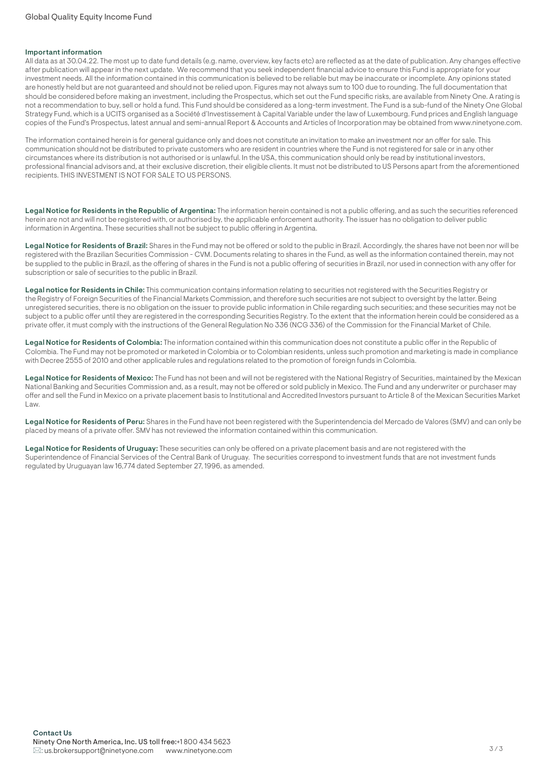### Important information

All data as at 30.04.22. The most up to date fund details (e.g. name, overview, key facts etc) are reflected as at the date of publication. Any changes effective after publication will appear in the next update. We recommend that you seek independent financial advice to ensure this Fund is appropriate for your investment needs. All the information contained in this communication is believed to be reliable but may be inaccurate or incomplete. Any opinions stated are honestly held but are not guaranteed and should not be relied upon. Figures may not always sum to 100 due to rounding. The full documentation that should be considered before making an investment, including the Prospectus, which set out the Fund specific risks, are available from Ninety One. A rating is not a recommendation to buy, sell or hold a fund. This Fund should be considered as a long-term investment. The Fund is a sub-fund of the Ninety One Global Strategy Fund, which is a UCITS organised as a Société d'Investissement à Capital Variable under the law of Luxembourg. Fund prices and English language copies of the Fund's Prospectus, latest annual and semi-annual Report & Accounts and Articles of Incorporation may be obtained from www.ninetyone.com.

The information contained herein is for general guidance only and does not constitute an invitation to make an investment nor an offer for sale. This communication should not be distributed to private customers who are resident in countries where the Fund is not registered for sale or in any other circumstances where its distribution is not authorised or is unlawful. In the USA, this communication should only be read by institutional investors, professional financial advisors and, at their exclusive discretion, their eligible clients. It must not be distributed to US Persons apart from the aforementioned recipients. THIS INVESTMENT IS NOT FOR SALE TO US PERSONS.

**Legal Notice for Residents in the Republic of Argentina:** The information herein contained is not a public offering, and as such the securities referenced herein are not and will not be registered with, or authorised by, the applicable enforcement authority. The issuer has no obligation to deliver public information in Argentina. These securities shall not be subject to public offering in Argentina.

**Legal Notice for Residents of Brazil:** Shares in the Fund may not be offered or sold to the public in Brazil. Accordingly, the shares have not been nor will be registered with the Brazilian Securities Commission - CVM. Documents relating to shares in the Fund, as well as the information contained therein, may not be supplied to the public in Brazil, as the offering of shares in the Fund is not a public offering of securities in Brazil, nor used in connection with any offer for subscription or sale of securities to the public in Brazil.

**Legal notice for Residents in Chile:** This communication contains information relating to securities not registered with the Securities Registry or the Registry of Foreign Securities of the Financial Markets Commission, and therefore such securities are not subject to oversight by the latter. Being unregistered securities, there is no obligation on the issuer to provide public information in Chile regarding such securities; and these securities may not be subject to a public offer until they are registered in the corresponding Securities Registry. To the extent that the information herein could be considered as a private offer, it must comply with the instructions of the General Regulation No 336 (NCG 336) of the Commission for the Financial Market of Chile.

**Legal Notice for Residents of Colombia:** The information contained within this communication does not constitute a public offer in the Republic of Colombia. The Fund may not be promoted or marketed in Colombia or to Colombian residents, unless such promotion and marketing is made in compliance with Decree 2555 of 2010 and other applicable rules and regulations related to the promotion of foreign funds in Colombia.

**Legal Notice for Residents of Mexico:** The Fund has not been and will not be registered with the National Registry of Securities, maintained by the Mexican National Banking and Securities Commission and, as a result, may not be offered or sold publicly in Mexico. The Fund and any underwriter or purchaser may offer and sell the Fund in Mexico on a private placement basis to Institutional and Accredited Investors pursuant to Article 8 of the Mexican Securities Market Law.

**Legal Notice for Residents of Peru:** Shares in the Fund have not been registered with the Superintendencia del Mercado de Valores (SMV) and can only be placed by means of a private offer. SMV has not reviewed the information contained within this communication.

**Legal Notice for Residents of Uruguay:** These securities can only be offered on a private placement basis and are not registered with the Superintendence of Financial Services of the Central Bank of Uruguay. The securities correspond to investment funds that are not investment funds regulated by Uruguayan law 16,774 dated September 27, 1996, as amended.

**Contact Us**

Ninety One North America, Inc. US toll free: +1 800 434 5623

✉: us.brokersupport@ninetyone.com www.ninetyone.com